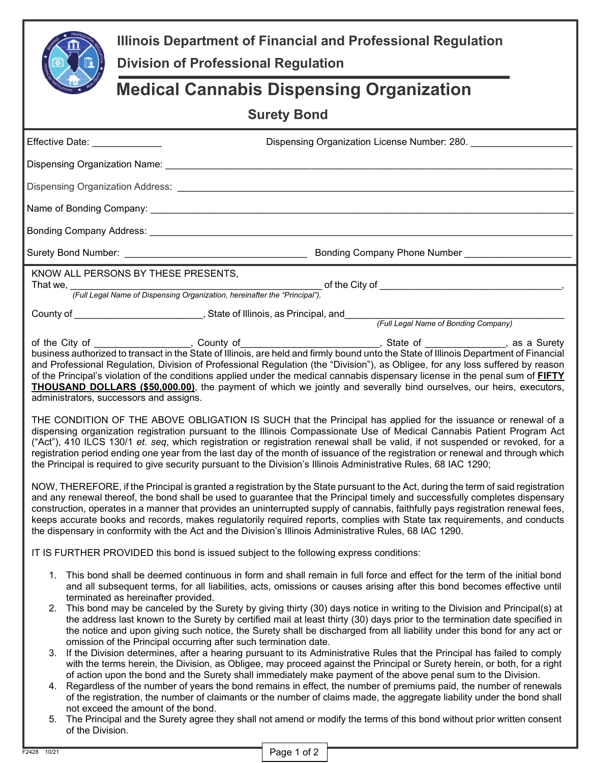# Illinois Department of Financial and Professional Regulation

## Division of Professional Regulation

# Medical Cannabis Dispensing Organization

## Surety Bond

Effective Date: _____________ Dispensing Organization License Number: 280. __________________

Dispensing Organization Name: ______________________________________________________________________

Dispensing Organization Address: ____________________________________________________________________

Name of Bonding Company: _________________________________________________________________________

Bonding Company Address: _________________________________________________________________________

Surety Bond Number: _________________________________ Bonding Company Phone Number ___________________

KNOW ALL PERSONS BY THESE PRESENTS,
That we, ____________________________________________ of the City of _________________________________,
*(Full Legal Name of Dispensing Organization, hereinafter the "Principal"),*

County of _______________________, State of Illinois, as Principal, and_____________________________________
*(Full Legal Name of Bonding Company)*

of the City of _________________, County of________________________, State of ______________, as a Surety business authorized to transact in the State of Illinois, are held and firmly bound unto the State of Illinois Department of Financial and Professional Regulation, Division of Professional Regulation (the "Division"), as Obligee, for any loss suffered by reason of the Principal's violation of the conditions applied under the medical cannabis dispensary license in the penal sum of **FIFTY THOUSAND DOLLARS ($50,000.00)**, the payment of which we jointly and severally bind ourselves, our heirs, executors, administrators, successors and assigns.

THE CONDITION OF THE ABOVE OBLIGATION IS SUCH that the Principal has applied for the issuance or renewal of a dispensing organization registration pursuant to the Illinois Compassionate Use of Medical Cannabis Patient Program Act ("Act"), 410 ILCS 130/1 *et. seq*, which registration or registration renewal shall be valid, if not suspended or revoked, for a registration period ending one year from the last day of the month of issuance of the registration or renewal and through which the Principal is required to give security pursuant to the Division's Illinois Administrative Rules, 68 IAC 1290;

NOW, THEREFORE, if the Principal is granted a registration by the State pursuant to the Act, during the term of said registration and any renewal thereof, the bond shall be used to guarantee that the Principal timely and successfully completes dispensary construction, operates in a manner that provides an uninterrupted supply of cannabis, faithfully pays registration renewal fees, keeps accurate books and records, makes regulatorily required reports, complies with State tax requirements, and conducts the dispensary in conformity with the Act and the Division's Illinois Administrative Rules, 68 IAC 1290.

IT IS FURTHER PROVIDED this bond is issued subject to the following express conditions:

1. This bond shall be deemed continuous in form and shall remain in full force and effect for the term of the initial bond and all subsequent terms, for all liabilities, acts, omissions or causes arising after this bond becomes effective until terminated as hereinafter provided.
2. This bond may be canceled by the Surety by giving thirty (30) days notice in writing to the Division and Principal(s) at the address last known to the Surety by certified mail at least thirty (30) days prior to the termination date specified in the notice and upon giving such notice, the Surety shall be discharged from all liability under this bond for any act or omission of the Principal occurring after such termination date.
3. If the Division determines, after a hearing pursuant to its Administrative Rules that the Principal has failed to comply with the terms herein, the Division, as Obligee, may proceed against the Principal or Surety herein, or both, for a right of action upon the bond and the Surety shall immediately make payment of the above penal sum to the Division.
4. Regardless of the number of years the bond remains in effect, the number of premiums paid, the number of renewals of the registration, the number of claimants or the number of claims made, the aggregate liability under the bond shall not exceed the amount of the bond.
5. The Principal and the Surety agree they shall not amend or modify the terms of this bond without prior written consent of the Division.

F2428 10/21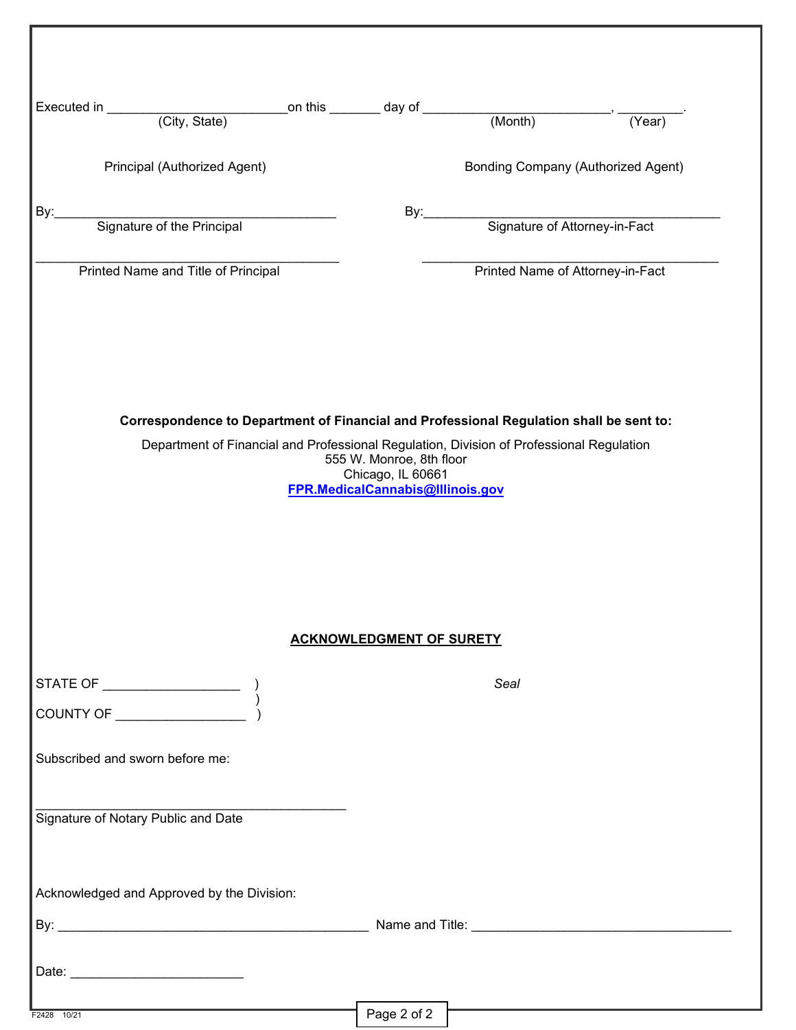Executed in ________________________ on this _______ day of _________________________, _________.
(City, State) (Month) (Year)

| Principal (Authorized Agent) | Bonding Company (Authorized Agent) |
| --- | --- |
| By: _______________________________________ | By: _______________________________________ |
| Signature of the Principal | Signature of Attorney-in-Fact |
| _______________________________________ | _______________________________________ |
| Printed Name and Title of Principal | Printed Name of Attorney-in-Fact |

**Correspondence to Department of Financial and Professional Regulation shall be sent to:**

Department of Financial and Professional Regulation, Division of Professional Regulation
555 W. Monroe, 8th floor
Chicago, IL 60661
FPR.MedicalCannabis@Illinois.gov

## ACKNOWLEDGMENT OF SURETY

STATE OF __________________ )
)
COUNTY OF _________________ )

*Seal*

Subscribed and sworn before me:

__________________________________________
Signature of Notary Public and Date

Acknowledged and Approved by the Division:

By: __________________________________________ Name and Title: ___________________________________

Date: ________________________

F2428 10/21